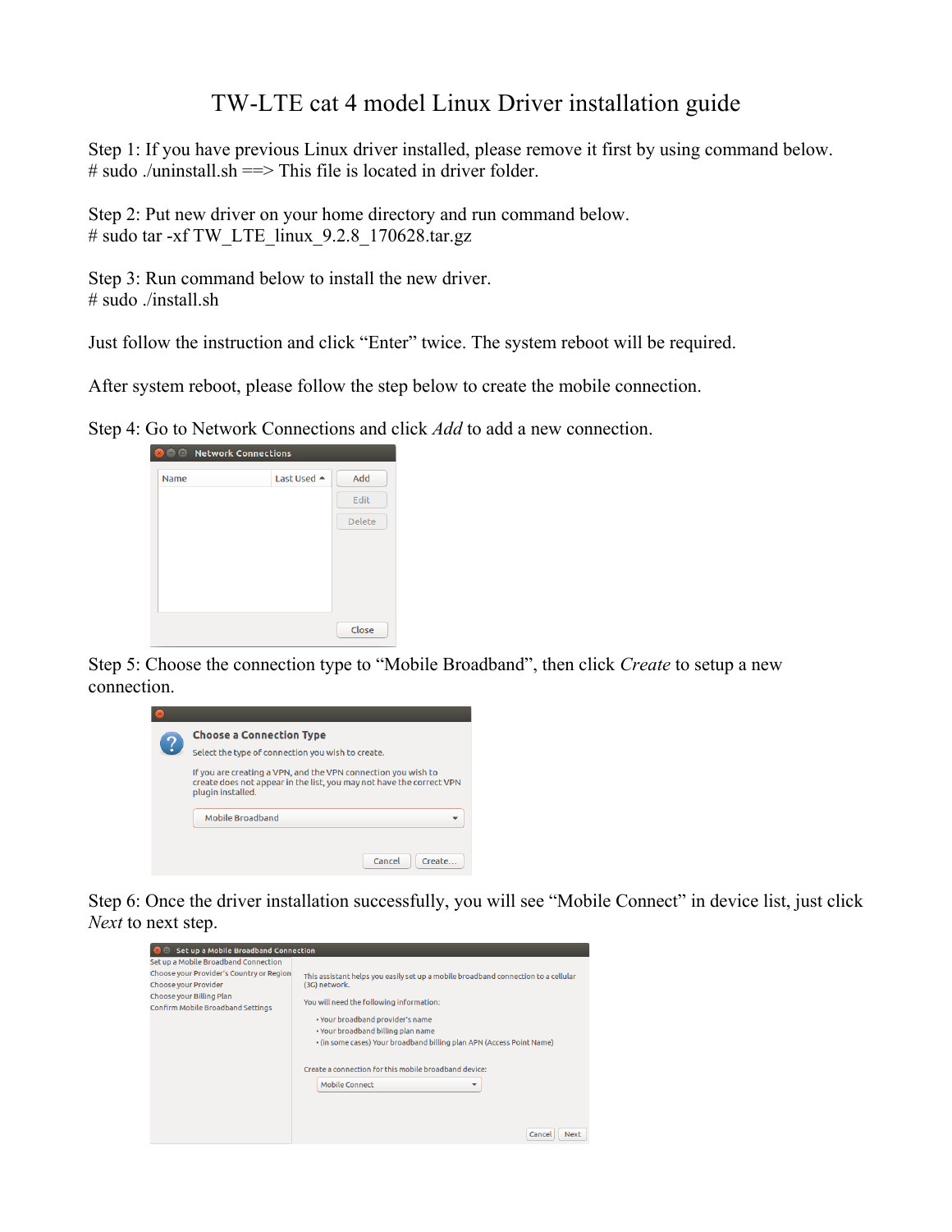# TW-LTE cat 4 model Linux Driver installation guide

Step 1: If you have previous Linux driver installed, please remove it first by using command below.
# sudo ./uninstall.sh ==> This file is located in driver folder.

Step 2: Put new driver on your home directory and run command below.
# sudo tar -xf TW_LTE_linux_9.2.8_170628.tar.gz

Step 3: Run command below to install the new driver.
# sudo ./install.sh

Just follow the instruction and click "Enter" twice. The system reboot will be required.

After system reboot, please follow the step below to create the mobile connection.

Step 4: Go to Network Connections and click *Add* to add a new connection.

Step 5: Choose the connection type to "Mobile Broadband", then click *Create* to setup a new connection.

Step 6: Once the driver installation successfully, you will see "Mobile Connect" in device list, just click *Next* to next step.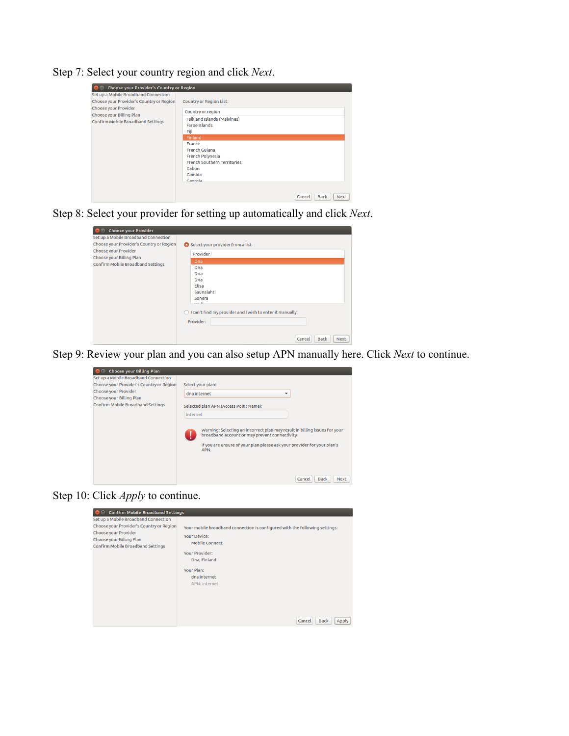Step 7: Select your country region and click *Next*.

Step 8: Select your provider for setting up automatically and click *Next*.

Step 9: Review your plan and you can also setup APN manually here. Click *Next* to continue.

Step 10: Click *Apply* to continue.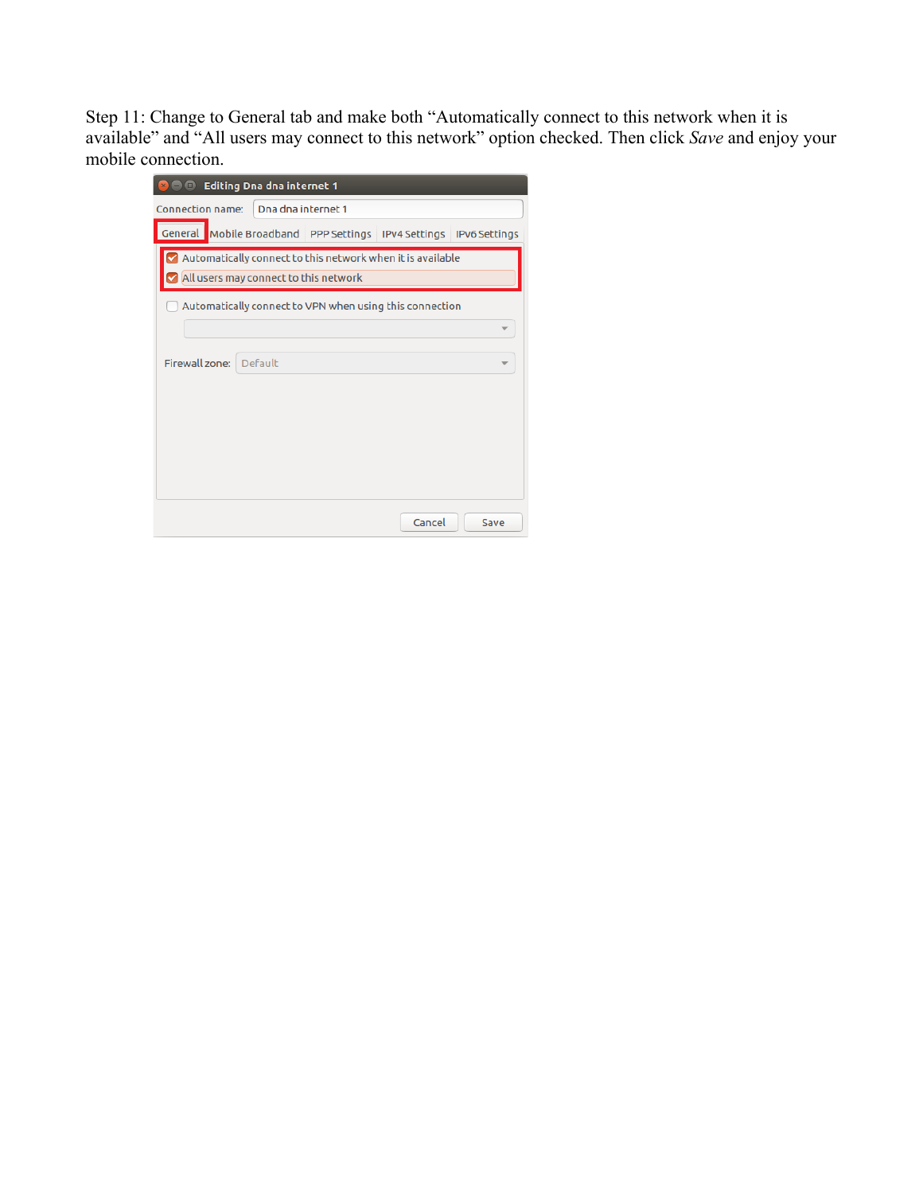Step 11: Change to General tab and make both "Automatically connect to this network when it is available" and "All users may connect to this network" option checked. Then click *Save* and enjoy your mobile connection.